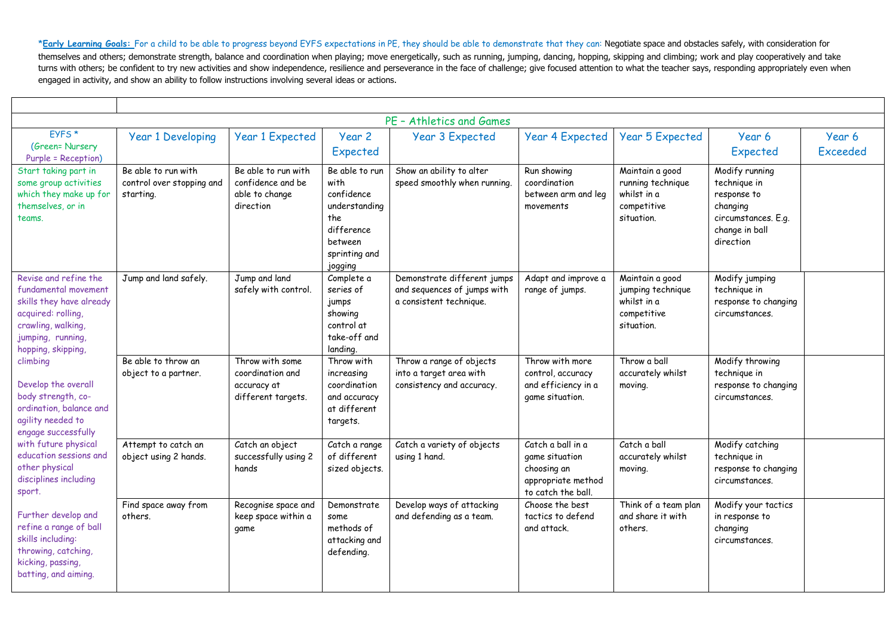*__Early Learning Goals:__ For a child to be able to progress beyond EYFS expectations in PE, they should be able to demonstrate that they can: Negotiate space and obstacles safely, with consideration for themselves and others; demonstrate strength, balance and coordination when playing; move energetically, such as running, jumping, dancing, hopping, skipping and climbing; work and play cooperatively and take turns with others; be confident to try new activities and show independence, resilience and perseverance in the face of challenge; give focused attention to what the teacher says, responding appropriately even when engaged in activity, and show an ability to follow instructions involving several ideas or actions.

| PE – Athletics and Games | | | | | | | | |
|---|---|---|---|---|---|---|---|---|
| EYFS * (Green= Nursery Purple = Reception) | Year 1 Developing | Year 1 Expected | Year 2 Expected | Year 3 Expected | Year 4 Expected | Year 5 Expected | Year 6 Expected | Year 6 Exceeded |
| Start taking part in some group activities which they make up for themselves, or in teams. | Be able to run with control over stopping and starting. | Be able to run with confidence and be able to change direction | Be able to run with confidence understanding the difference between sprinting and jogging | Show an ability to alter speed smoothly when running. | Run showing coordination between arm and leg movements | Maintain a good running technique whilst in a competitive situation. | Modify running technique in response to changing circumstances. E.g. change in ball direction | |
| Revise and refine the fundamental movement skills they have already acquired: rolling, crawling, walking, jumping, running, hopping, skipping, climbing<br><br>Develop the overall body strength, co-ordination, balance and agility needed to engage successfully with future physical education sessions and other physical disciplines including sport.<br><br>Further develop and refine a range of ball skills including: throwing, catching, kicking, passing, batting, and aiming. | Jump and land safely. | Jump and land safely with control. | Complete a series of jumps showing control at take-off and landing. | Demonstrate different jumps and sequences of jumps with a consistent technique. | Adapt and improve a range of jumps. | Maintain a good jumping technique whilst in a competitive situation. | Modify jumping technique in response to changing circumstances. | |
| | Be able to throw an object to a partner. | Throw with some coordination and accuracy at different targets. | Throw with increasing coordination and accuracy at different targets. | Throw a range of objects into a target area with consistency and accuracy. | Throw with more control, accuracy and efficiency in a game situation. | Throw a ball accurately whilst moving. | Modify throwing technique in response to changing circumstances. | |
| | Attempt to catch an object using 2 hands. | Catch an object successfully using 2 hands | Catch a range of different sized objects. | Catch a variety of objects using 1 hand. | Catch a ball in a game situation choosing an appropriate method to catch the ball. | Catch a ball accurately whilst moving. | Modify catching technique in response to changing circumstances. | |
| | Find space away from others. | Recognise space and keep space within a game | Demonstrate some methods of attacking and defending. | Develop ways of attacking and defending as a team. | Choose the best tactics to defend and attack. | Think of a team plan and share it with others. | Modify your tactics in response to changing circumstances. | |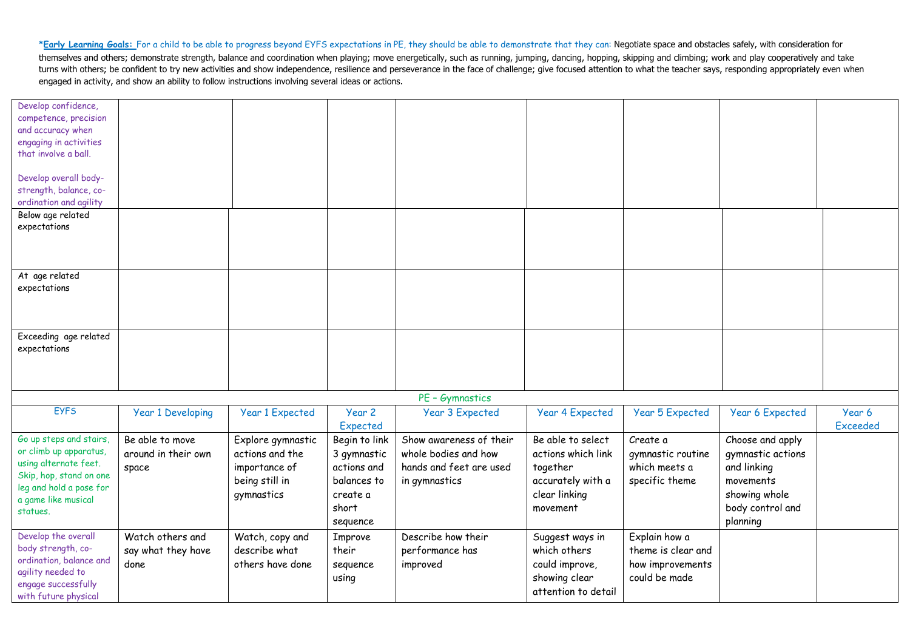***Early Learning Goals:** For a child to be able to progress beyond EYFS expectations in PE, they should be able to demonstrate that they can: Negotiate space and obstacles safely, with consideration for themselves and others; demonstrate strength, balance and coordination when playing; move energetically, such as running, jumping, dancing, hopping, skipping and climbing; work and play cooperatively and take turns with others; be confident to try new activities and show independence, resilience and perseverance in the face of challenge; give focused attention to what the teacher says, responding appropriately even when engaged in activity, and show an ability to follow instructions involving several ideas or actions.

| | | | | | | | | |
|---|---|---|---|---|---|---|---|---|
| Develop confidence, competence, precision and accuracy when engaging in activities that involve a ball.<br><br>Develop overall body-strength, balance, co-ordination and agility | | | | | | | | |
| Below age related expectations | | | | | | | | |
| At age related expectations | | | | | | | | |
| Exceeding age related expectations | | | | | | | | |

| PE – Gymnastics | | | | | | | | |
|---|---|---|---|---|---|---|---|---|
| EYFS | Year 1 Developing | Year 1 Expected | Year 2 Expected | Year 3 Expected | Year 4 Expected | Year 5 Expected | Year 6 Expected | Year 6 Exceeded |
| Go up steps and stairs, or climb up apparatus, using alternate feet. Skip, hop, stand on one leg and hold a pose for a game like musical statues. | Be able to move around in their own space | Explore gymnastic actions and the importance of being still in gymnastics | Begin to link 3 gymnastic actions and balances to create a short sequence | Show awareness of their whole bodies and how hands and feet are used in gymnastics | Be able to select actions which link together accurately with a clear linking movement | Create a gymnastic routine which meets a specific theme | Choose and apply gymnastic actions and linking movements showing whole body control and planning | |
| Develop the overall body strength, co-ordination, balance and agility needed to engage successfully with future physical | Watch others and say what they have done | Watch, copy and describe what others have done | Improve their sequence using | Describe how their performance has improved | Suggest ways in which others could improve, showing clear attention to detail | Explain how a theme is clear and how improvements could be made | | |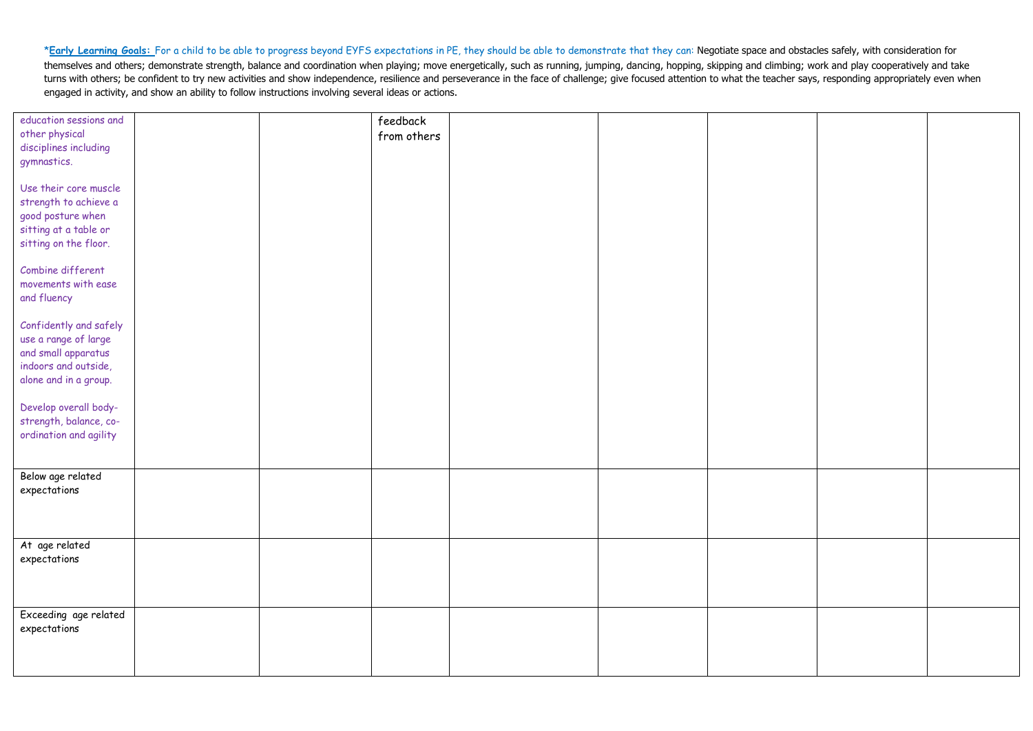*__Early Learning Goals:__ For a child to be able to progress beyond EYFS expectations in PE, they should be able to demonstrate that they can: Negotiate space and obstacles safely, with consideration for themselves and others; demonstrate strength, balance and coordination when playing; move energetically, such as running, jumping, dancing, hopping, skipping and climbing; work and play cooperatively and take turns with others; be confident to try new activities and show independence, resilience and perseverance in the face of challenge; give focused attention to what the teacher says, responding appropriately even when engaged in activity, and show an ability to follow instructions involving several ideas or actions.

| | | | | | | | | |
|---|---|---|---|---|---|---|---|---|
| education sessions and other physical disciplines including gymnastics.<br><br>Use their core muscle strength to achieve a good posture when sitting at a table or sitting on the floor.<br><br>Combine different movements with ease and fluency<br><br>Confidently and safely use a range of large and small apparatus indoors and outside, alone and in a group.<br><br>Develop overall body-strength, balance, co-ordination and agility | | | feedback from others | | | | | |
| Below age related expectations | | | | | | | | |
| At age related expectations | | | | | | | | |
| Exceeding age related expectations | | | | | | | | |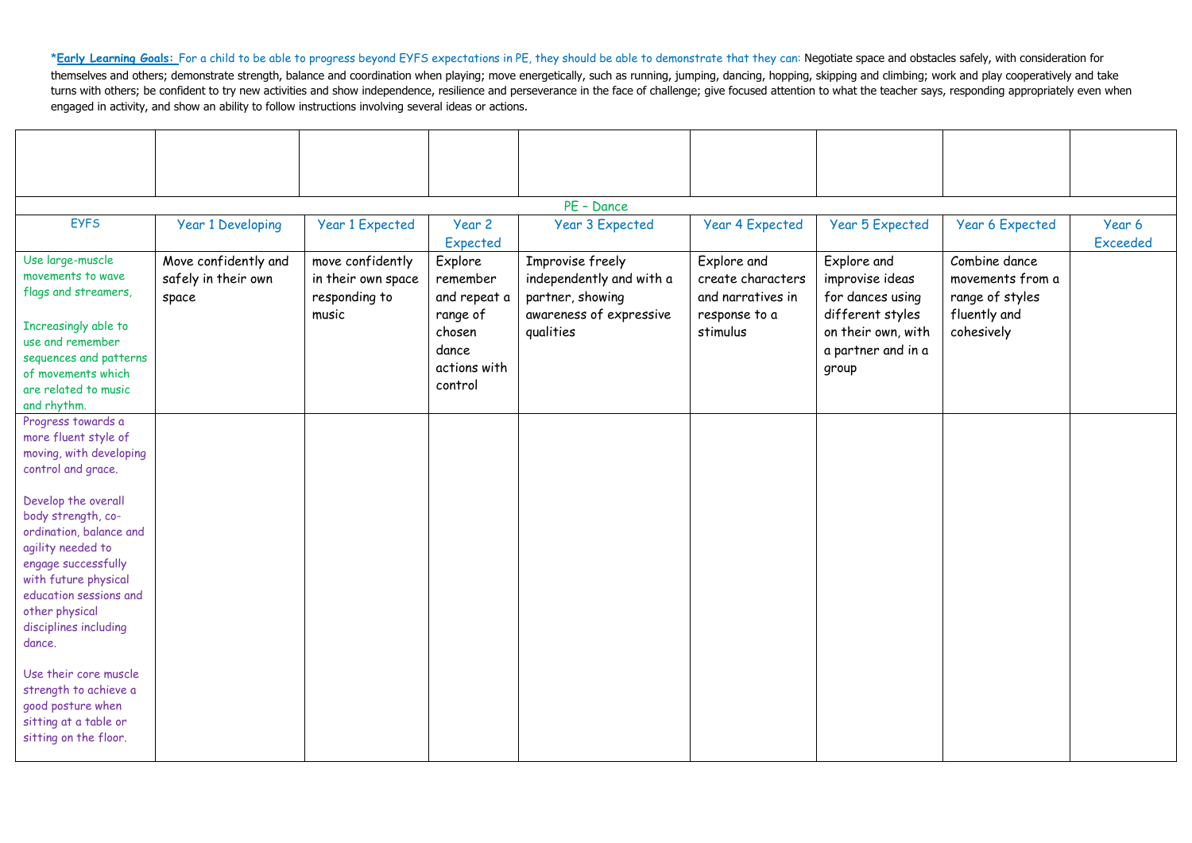***Early Learning Goals:** For a child to be able to progress beyond EYFS expectations in PE, they should be able to demonstrate that they can: Negotiate space and obstacles safely, with consideration for themselves and others; demonstrate strength, balance and coordination when playing; move energetically, such as running, jumping, dancing, hopping, skipping and climbing; work and play cooperatively and take turns with others; be confident to try new activities and show independence, resilience and perseverance in the face of challenge; give focused attention to what the teacher says, responding appropriately even when engaged in activity, and show an ability to follow instructions involving several ideas or actions.

| | | | | | | | | |
|---|---|---|---|---|---|---|---|---|
| PE – Dance | | | | | | | | |
| EYFS | Year 1 Developing | Year 1 Expected | Year 2 Expected | Year 3 Expected | Year 4 Expected | Year 5 Expected | Year 6 Expected | Year 6 Exceeded |
| Use large-muscle movements to wave flags and streamers,<br><br>Increasingly able to use and remember sequences and patterns of movements which are related to music and rhythm. | Move confidently and safely in their own space | move confidently in their own space responding to music | Explore remember and repeat a range of chosen dance actions with control | Improvise freely independently and with a partner, showing awareness of expressive qualities | Explore and create characters and narratives in response to a stimulus | Explore and improvise ideas for dances using different styles on their own, with a partner and in a group | Combine dance movements from a range of styles fluently and cohesively | |
| Progress towards a more fluent style of moving, with developing control and grace.<br><br>Develop the overall body strength, co-ordination, balance and agility needed to engage successfully with future physical education sessions and other physical disciplines including dance.<br><br>Use their core muscle strength to achieve a good posture when sitting at a table or sitting on the floor. | | | | | | | | |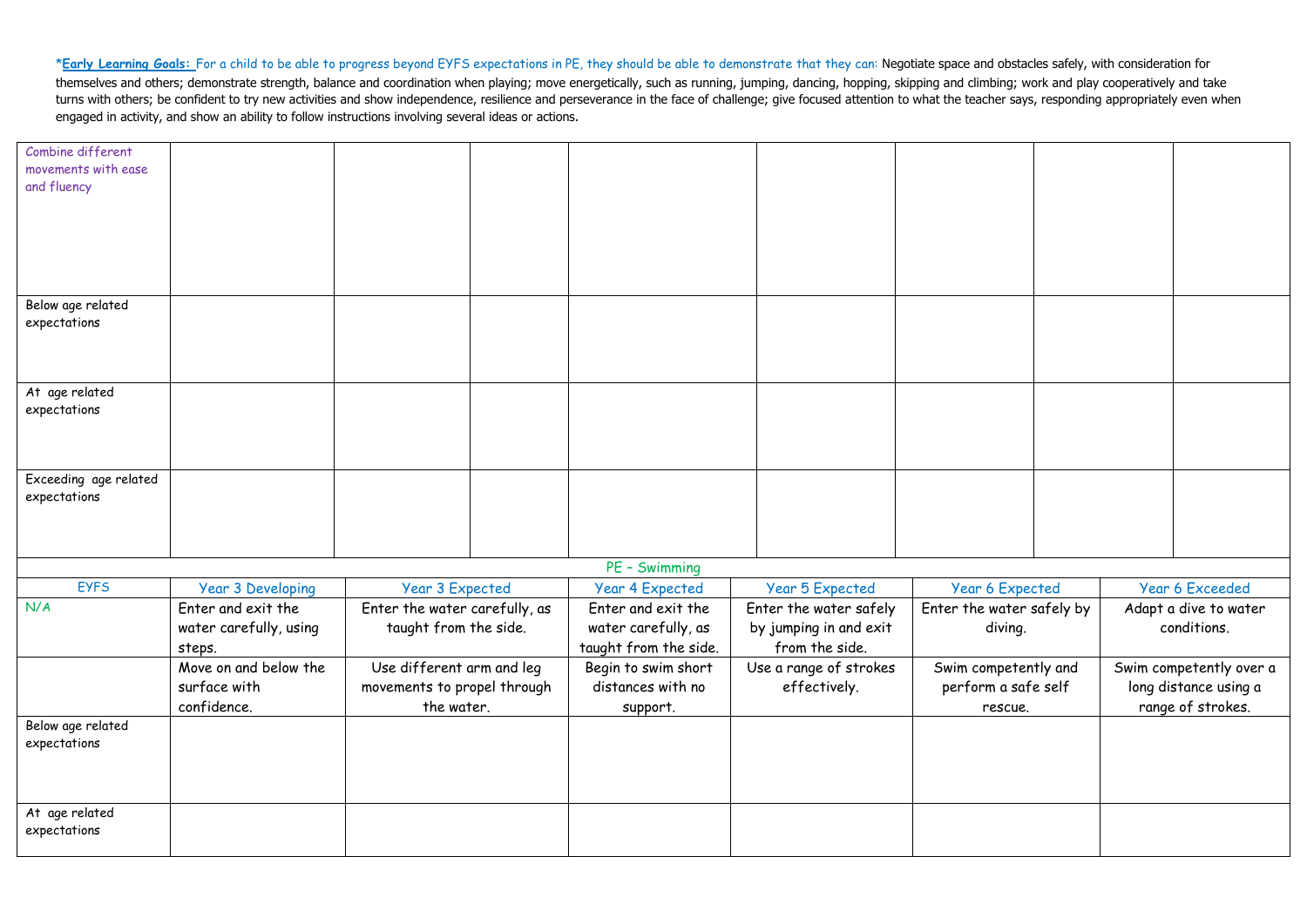*__Early Learning Goals:__ For a child to be able to progress beyond EYFS expectations in PE, they should be able to demonstrate that they can: Negotiate space and obstacles safely, with consideration for themselves and others; demonstrate strength, balance and coordination when playing; move energetically, such as running, jumping, dancing, hopping, skipping and climbing; work and play cooperatively and take turns with others; be confident to try new activities and show independence, resilience and perseverance in the face of challenge; give focused attention to what the teacher says, responding appropriately even when engaged in activity, and show an ability to follow instructions involving several ideas or actions.

| | | | | | | | | |
|---|---|---|---|---|---|---|---|---|
| Combine different movements with ease and fluency | | | | | | | | |
| Below age related expectations | | | | | | | | |
| At age related expectations | | | | | | | | |
| Exceeding age related expectations | | | | | | | | |

| PE – Swimming | | | | | | |
|---|---|---|---|---|---|---|
| EYFS | Year 3 Developing | Year 3 Expected | Year 4 Expected | Year 5 Expected | Year 6 Expected | Year 6 Exceeded |
| N/A | Enter and exit the water carefully, using steps. | Enter the water carefully, as taught from the side. | Enter and exit the water carefully, as taught from the side. | Enter the water safely by jumping in and exit from the side. | Enter the water safely by diving. | Adapt a dive to water conditions. |
| | Move on and below the surface with confidence. | Use different arm and leg movements to propel through the water. | Begin to swim short distances with no support. | Use a range of strokes effectively. | Swim competently and perform a safe self rescue. | Swim competently over a long distance using a range of strokes. |
| Below age related expectations | | | | | | |
| At age related expectations | | | | | | |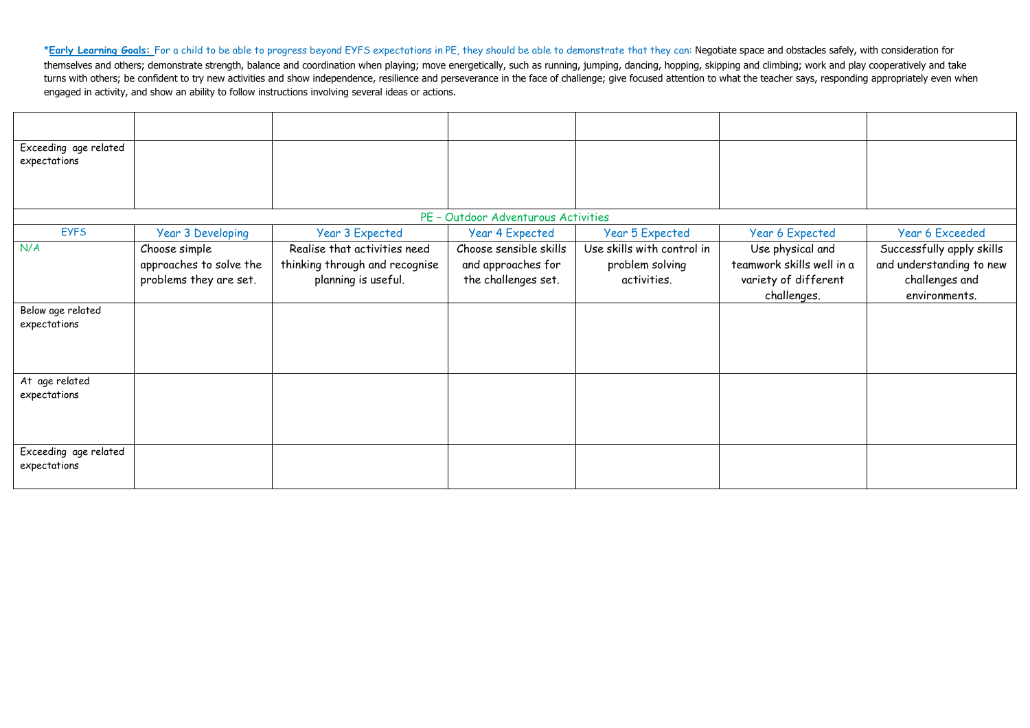\***Early Learning Goals:** For a child to be able to progress beyond EYFS expectations in PE, they should be able to demonstrate that they can: Negotiate space and obstacles safely, with consideration for themselves and others; demonstrate strength, balance and coordination when playing; move energetically, such as running, jumping, dancing, hopping, skipping and climbing; work and play cooperatively and take turns with others; be confident to try new activities and show independence, resilience and perseverance in the face of challenge; give focused attention to what the teacher says, responding appropriately even when engaged in activity, and show an ability to follow instructions involving several ideas or actions.

| | | | | | | |
|---|---|---|---|---|---|---|
| | | | | | | |
| Exceeding age related expectations | | | | | | |
| PE – Outdoor Adventurous Activities | | | | | | |
| EYFS | Year 3 Developing | Year 3 Expected | Year 4 Expected | Year 5 Expected | Year 6 Expected | Year 6 Exceeded |
| N/A | Choose simple approaches to solve the problems they are set. | Realise that activities need thinking through and recognise planning is useful. | Choose sensible skills and approaches for the challenges set. | Use skills with control in problem solving activities. | Use physical and teamwork skills well in a variety of different challenges. | Successfully apply skills and understanding to new challenges and environments. |
| Below age related expectations | | | | | | |
| At age related expectations | | | | | | |
| Exceeding age related expectations | | | | | | |